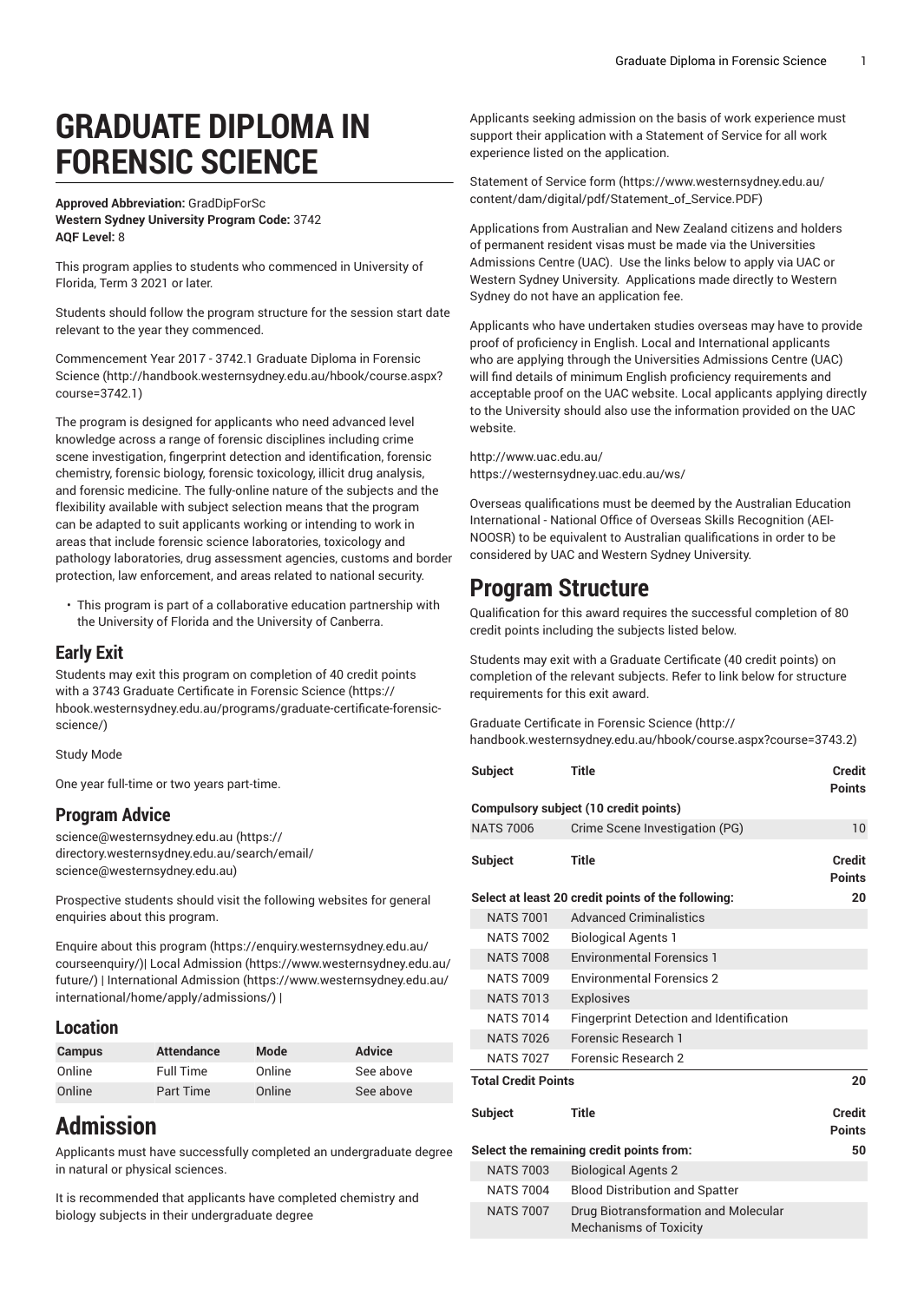# GRADUATE DIPLOMA IN FORENSIC SCIENCE

**Approved Abbreviation:** GradDipForSc
**Western Sydney University Program Code:** 3742
**AQF Level:** 8

This program applies to students who commenced in University of Florida, Term 3 2021 or later.

Students should follow the program structure for the session start date relevant to the year they commenced.

Commencement Year 2017 - 3742.1 Graduate Diploma in Forensic Science (http://handbook.westernsydney.edu.au/hbook/course.aspx?course=3742.1)

The program is designed for applicants who need advanced level knowledge across a range of forensic disciplines including crime scene investigation, fingerprint detection and identification, forensic chemistry, forensic biology, forensic toxicology, illicit drug analysis, and forensic medicine. The fully-online nature of the subjects and the flexibility available with subject selection means that the program can be adapted to suit applicants working or intending to work in areas that include forensic science laboratories, toxicology and pathology laboratories, drug assessment agencies, customs and border protection, law enforcement, and areas related to national security.

- This program is part of a collaborative education partnership with the University of Florida and the University of Canberra.

## Early Exit

Students may exit this program on completion of 40 credit points with a 3743 Graduate Certificate in Forensic Science (https://hbook.westernsydney.edu.au/programs/graduate-certificate-forensic-science/)

Study Mode

One year full-time or two years part-time.

## Program Advice

science@westernsydney.edu.au (https://directory.westernsydney.edu.au/search/email/science@westernsydney.edu.au)

Prospective students should visit the following websites for general enquiries about this program.

Enquire about this program (https://enquiry.westernsydney.edu.au/courseenquiry/)| Local Admission (https://www.westernsydney.edu.au/future/) | International Admission (https://www.westernsydney.edu.au/international/home/apply/admissions/) |

## Location

| Campus | Attendance | Mode | Advice |
|---|---|---|---|
| Online | Full Time | Online | See above |
| Online | Part Time | Online | See above |

# Admission

Applicants must have successfully completed an undergraduate degree in natural or physical sciences.

It is recommended that applicants have completed chemistry and biology subjects in their undergraduate degree

Applicants seeking admission on the basis of work experience must support their application with a Statement of Service for all work experience listed on the application.

Statement of Service form (https://www.westernsydney.edu.au/content/dam/digital/pdf/Statement_of_Service.PDF)

Applications from Australian and New Zealand citizens and holders of permanent resident visas must be made via the Universities Admissions Centre (UAC). Use the links below to apply via UAC or Western Sydney University. Applications made directly to Western Sydney do not have an application fee.

Applicants who have undertaken studies overseas may have to provide proof of proficiency in English. Local and International applicants who are applying through the Universities Admissions Centre (UAC) will find details of minimum English proficiency requirements and acceptable proof on the UAC website. Local applicants applying directly to the University should also use the information provided on the UAC website.

http://www.uac.edu.au/
https://westernsydney.uac.edu.au/ws/

Overseas qualifications must be deemed by the Australian Education International - National Office of Overseas Skills Recognition (AEI-NOOSR) to be equivalent to Australian qualifications in order to be considered by UAC and Western Sydney University.

# Program Structure

Qualification for this award requires the successful completion of 80 credit points including the subjects listed below.

Students may exit with a Graduate Certificate (40 credit points) on completion of the relevant subjects. Refer to link below for structure requirements for this exit award.

Graduate Certificate in Forensic Science (http://handbook.westernsydney.edu.au/hbook/course.aspx?course=3743.2)

| Subject | Title | Credit Points |
|---|---|---|
| **Compulsory subject (10 credit points)** | | |
| NATS 7006 | Crime Scene Investigation (PG) | 10 |

| Subject | Title | Credit Points |
|---|---|---|
| **Select at least 20 credit points of the following:** | | **20** |
| NATS 7001 | Advanced Criminalistics | |
| NATS 7002 | Biological Agents 1 | |
| NATS 7008 | Environmental Forensics 1 | |
| NATS 7009 | Environmental Forensics 2 | |
| NATS 7013 | Explosives | |
| NATS 7014 | Fingerprint Detection and Identification | |
| NATS 7026 | Forensic Research 1 | |
| NATS 7027 | Forensic Research 2 | |
| **Total Credit Points** | | **20** |

| Subject | Title | Credit Points |
|---|---|---|
| **Select the remaining credit points from:** | | **50** |
| NATS 7003 | Biological Agents 2 | |
| NATS 7004 | Blood Distribution and Spatter | |
| NATS 7007 | Drug Biotransformation and Molecular Mechanisms of Toxicity | |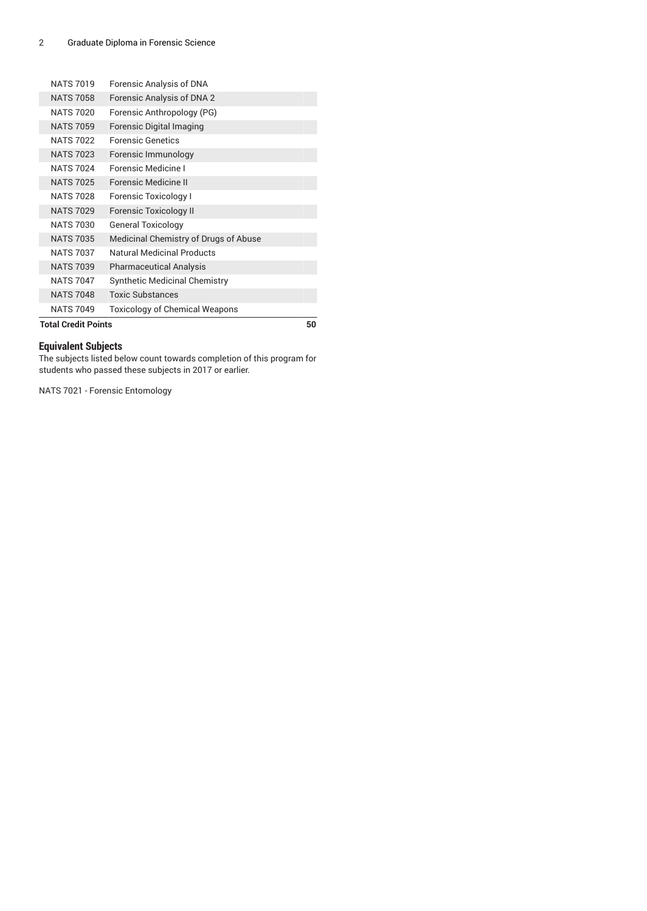| | | |
|---|---|---|
| NATS 7019 | Forensic Analysis of DNA | |
| NATS 7058 | Forensic Analysis of DNA 2 | |
| NATS 7020 | Forensic Anthropology (PG) | |
| NATS 7059 | Forensic Digital Imaging | |
| NATS 7022 | Forensic Genetics | |
| NATS 7023 | Forensic Immunology | |
| NATS 7024 | Forensic Medicine I | |
| NATS 7025 | Forensic Medicine II | |
| NATS 7028 | Forensic Toxicology I | |
| NATS 7029 | Forensic Toxicology II | |
| NATS 7030 | General Toxicology | |
| NATS 7035 | Medicinal Chemistry of Drugs of Abuse | |
| NATS 7037 | Natural Medicinal Products | |
| NATS 7039 | Pharmaceutical Analysis | |
| NATS 7047 | Synthetic Medicinal Chemistry | |
| NATS 7048 | Toxic Substances | |
| NATS 7049 | Toxicology of Chemical Weapons | |
| **Total Credit Points** | | **50** |

## Equivalent Subjects

The subjects listed below count towards completion of this program for students who passed these subjects in 2017 or earlier.

NATS 7021 - Forensic Entomology